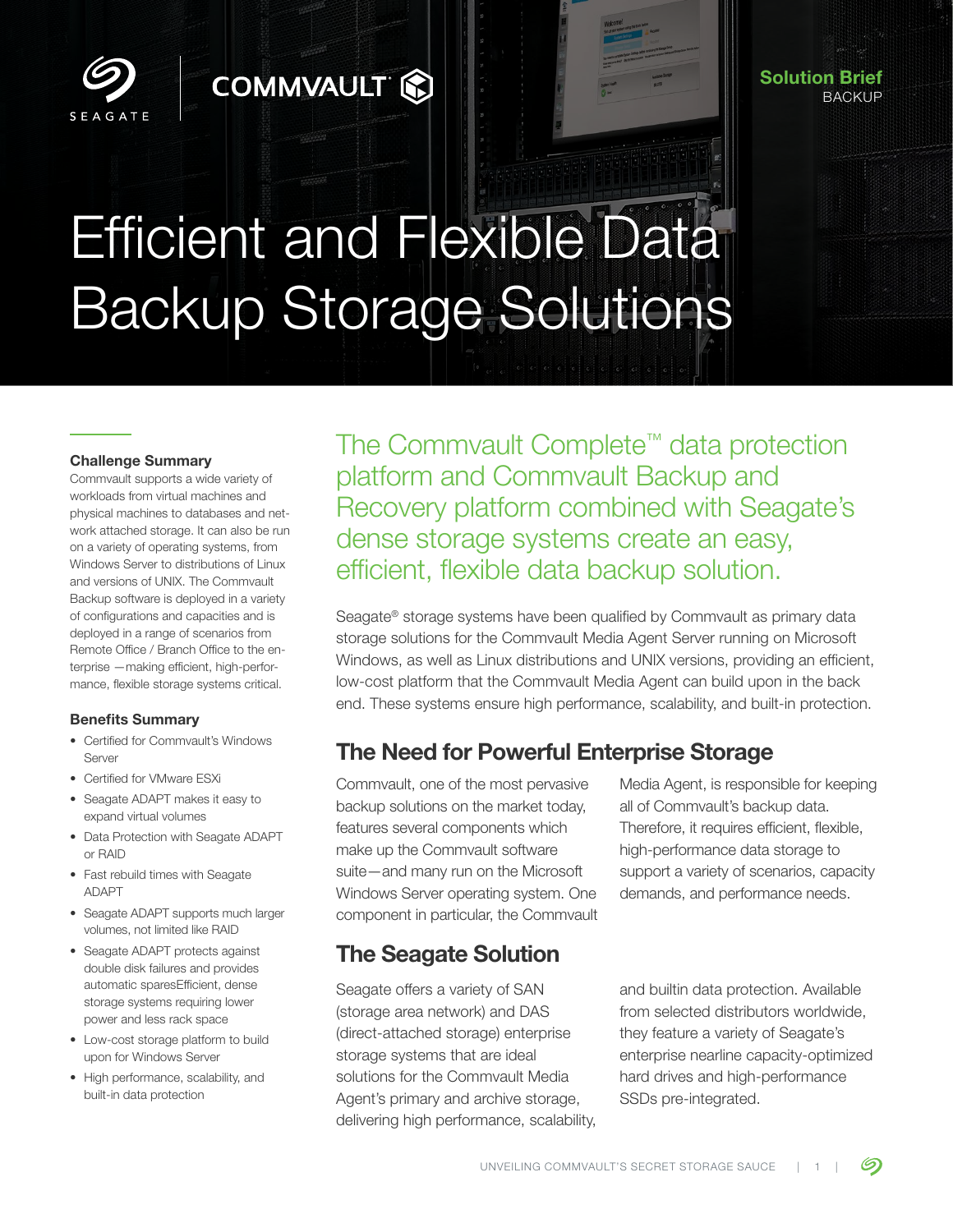Solution Brief
BACKUP

# Efficient and Flexible Data Backup Storage Solutions

**Challenge Summary**

Commvault supports a wide variety of workloads from virtual machines and physical machines to databases and network attached storage. It can also be run on a variety of operating systems, from Windows Server to distributions of Linux and versions of UNIX. The Commvault Backup software is deployed in a variety of configurations and capacities and is deployed in a range of scenarios from Remote Office / Branch Office to the enterprise —making efficient, high-performance, flexible storage systems critical.

**Benefits Summary**

- Certified for Commvault's Windows Server
- Certified for VMware ESXi
- Seagate ADAPT makes it easy to expand virtual volumes
- Data Protection with Seagate ADAPT or RAID
- Fast rebuild times with Seagate ADAPT
- Seagate ADAPT supports much larger volumes, not limited like RAID
- Seagate ADAPT protects against double disk failures and provides automatic sparesEfficient, dense storage systems requiring lower power and less rack space
- Low-cost storage platform to build upon for Windows Server
- High performance, scalability, and built-in data protection

The Commvault Complete™ data protection platform and Commvault Backup and Recovery platform combined with Seagate's dense storage systems create an easy, efficient, flexible data backup solution.

Seagate® storage systems have been qualified by Commvault as primary data storage solutions for the Commvault Media Agent Server running on Microsoft Windows, as well as Linux distributions and UNIX versions, providing an efficient, low-cost platform that the Commvault Media Agent can build upon in the back end. These systems ensure high performance, scalability, and built-in protection.

## The Need for Powerful Enterprise Storage

Commvault, one of the most pervasive backup solutions on the market today, features several components which make up the Commvault software suite—and many run on the Microsoft Windows Server operating system. One component in particular, the Commvault Media Agent, is responsible for keeping all of Commvault's backup data. Therefore, it requires efficient, flexible, high-performance data storage to support a variety of scenarios, capacity demands, and performance needs.

## The Seagate Solution

Seagate offers a variety of SAN (storage area network) and DAS (direct-attached storage) enterprise storage systems that are ideal solutions for the Commvault Media Agent's primary and archive storage, delivering high performance, scalability, and builtin data protection. Available from selected distributors worldwide, they feature a variety of Seagate's enterprise nearline capacity-optimized hard drives and high-performance SSDs pre-integrated.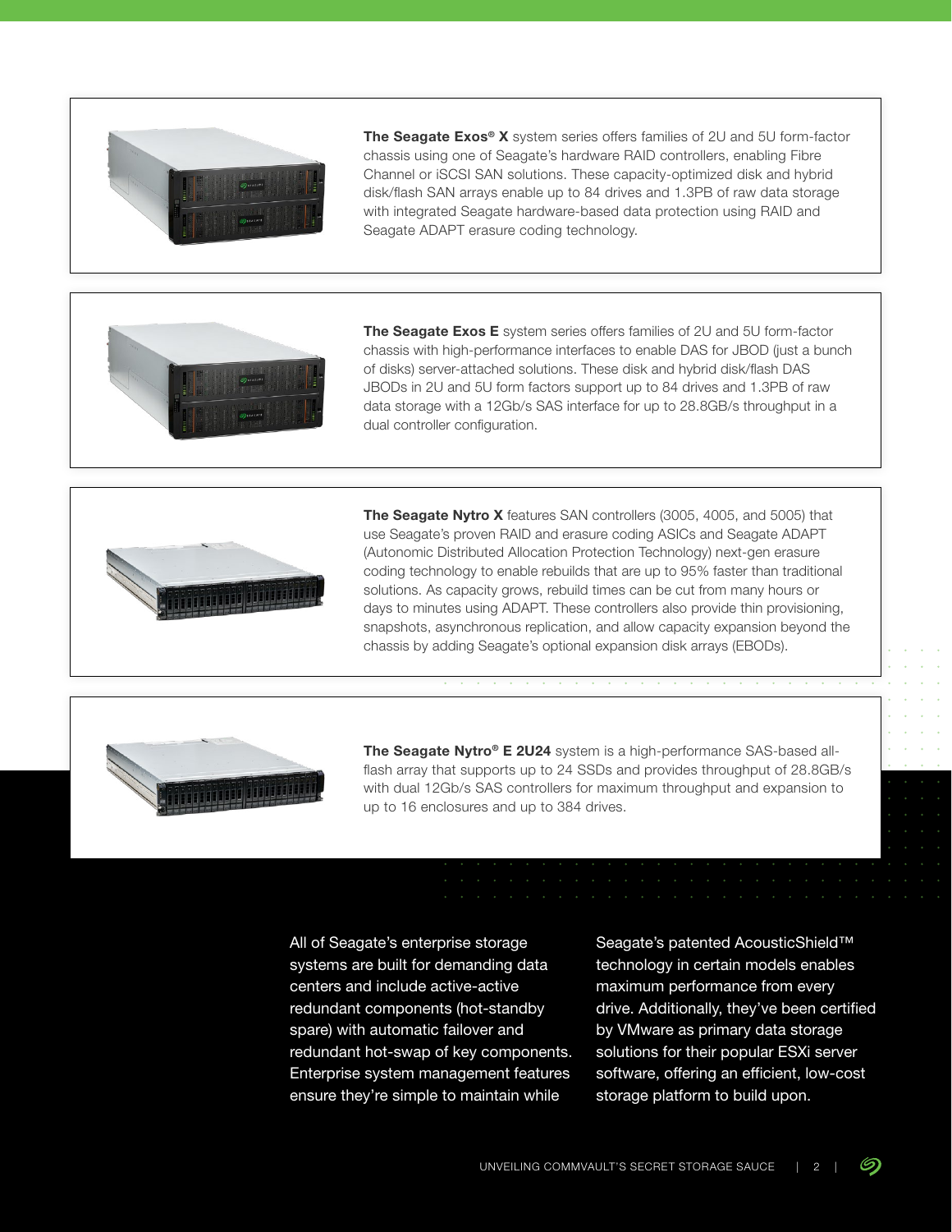**The Seagate Exos® X** system series offers families of 2U and 5U form-factor chassis using one of Seagate's hardware RAID controllers, enabling Fibre Channel or iSCSI SAN solutions. These capacity-optimized disk and hybrid disk/flash SAN arrays enable up to 84 drives and 1.3PB of raw data storage with integrated Seagate hardware-based data protection using RAID and Seagate ADAPT erasure coding technology.

**The Seagate Exos E** system series offers families of 2U and 5U form-factor chassis with high-performance interfaces to enable DAS for JBOD (just a bunch of disks) server-attached solutions. These disk and hybrid disk/flash DAS JBODs in 2U and 5U form factors support up to 84 drives and 1.3PB of raw data storage with a 12Gb/s SAS interface for up to 28.8GB/s throughput in a dual controller configuration.

**The Seagate Nytro X** features SAN controllers (3005, 4005, and 5005) that use Seagate's proven RAID and erasure coding ASICs and Seagate ADAPT (Autonomic Distributed Allocation Protection Technology) next-gen erasure coding technology to enable rebuilds that are up to 95% faster than traditional solutions. As capacity grows, rebuild times can be cut from many hours or days to minutes using ADAPT. These controllers also provide thin provisioning, snapshots, asynchronous replication, and allow capacity expansion beyond the chassis by adding Seagate's optional expansion disk arrays (EBODs).

**The Seagate Nytro® E 2U24** system is a high-performance SAS-based all-flash array that supports up to 24 SSDs and provides throughput of 28.8GB/s with dual 12Gb/s SAS controllers for maximum throughput and expansion to up to 16 enclosures and up to 384 drives.

All of Seagate's enterprise storage systems are built for demanding data centers and include active-active redundant components (hot-standby spare) with automatic failover and redundant hot-swap of key components. Enterprise system management features ensure they're simple to maintain while Seagate's patented AcousticShield™ technology in certain models enables maximum performance from every drive. Additionally, they've been certified by VMware as primary data storage solutions for their popular ESXi server software, offering an efficient, low-cost storage platform to build upon.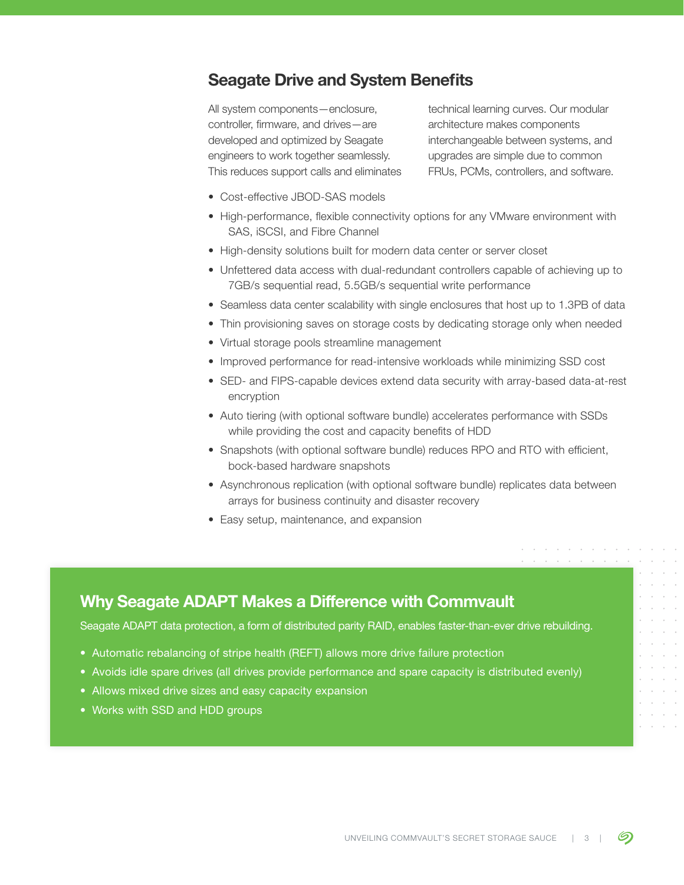## Seagate Drive and System Benefits

All system components—enclosure, controller, firmware, and drives—are developed and optimized by Seagate engineers to work together seamlessly. This reduces support calls and eliminates technical learning curves. Our modular architecture makes components interchangeable between systems, and upgrades are simple due to common FRUs, PCMs, controllers, and software.

- Cost-effective JBOD-SAS models
- High-performance, flexible connectivity options for any VMware environment with SAS, iSCSI, and Fibre Channel
- High-density solutions built for modern data center or server closet
- Unfettered data access with dual-redundant controllers capable of achieving up to 7GB/s sequential read, 5.5GB/s sequential write performance
- Seamless data center scalability with single enclosures that host up to 1.3PB of data
- Thin provisioning saves on storage costs by dedicating storage only when needed
- Virtual storage pools streamline management
- Improved performance for read-intensive workloads while minimizing SSD cost
- SED- and FIPS-capable devices extend data security with array-based data-at-rest encryption
- Auto tiering (with optional software bundle) accelerates performance with SSDs while providing the cost and capacity benefits of HDD
- Snapshots (with optional software bundle) reduces RPO and RTO with efficient, bock-based hardware snapshots
- Asynchronous replication (with optional software bundle) replicates data between arrays for business continuity and disaster recovery
- Easy setup, maintenance, and expansion

## Why Seagate ADAPT Makes a Difference with Commvault

Seagate ADAPT data protection, a form of distributed parity RAID, enables faster-than-ever drive rebuilding.

- Automatic rebalancing of stripe health (REFT) allows more drive failure protection
- Avoids idle spare drives (all drives provide performance and spare capacity is distributed evenly)
- Allows mixed drive sizes and easy capacity expansion
- Works with SSD and HDD groups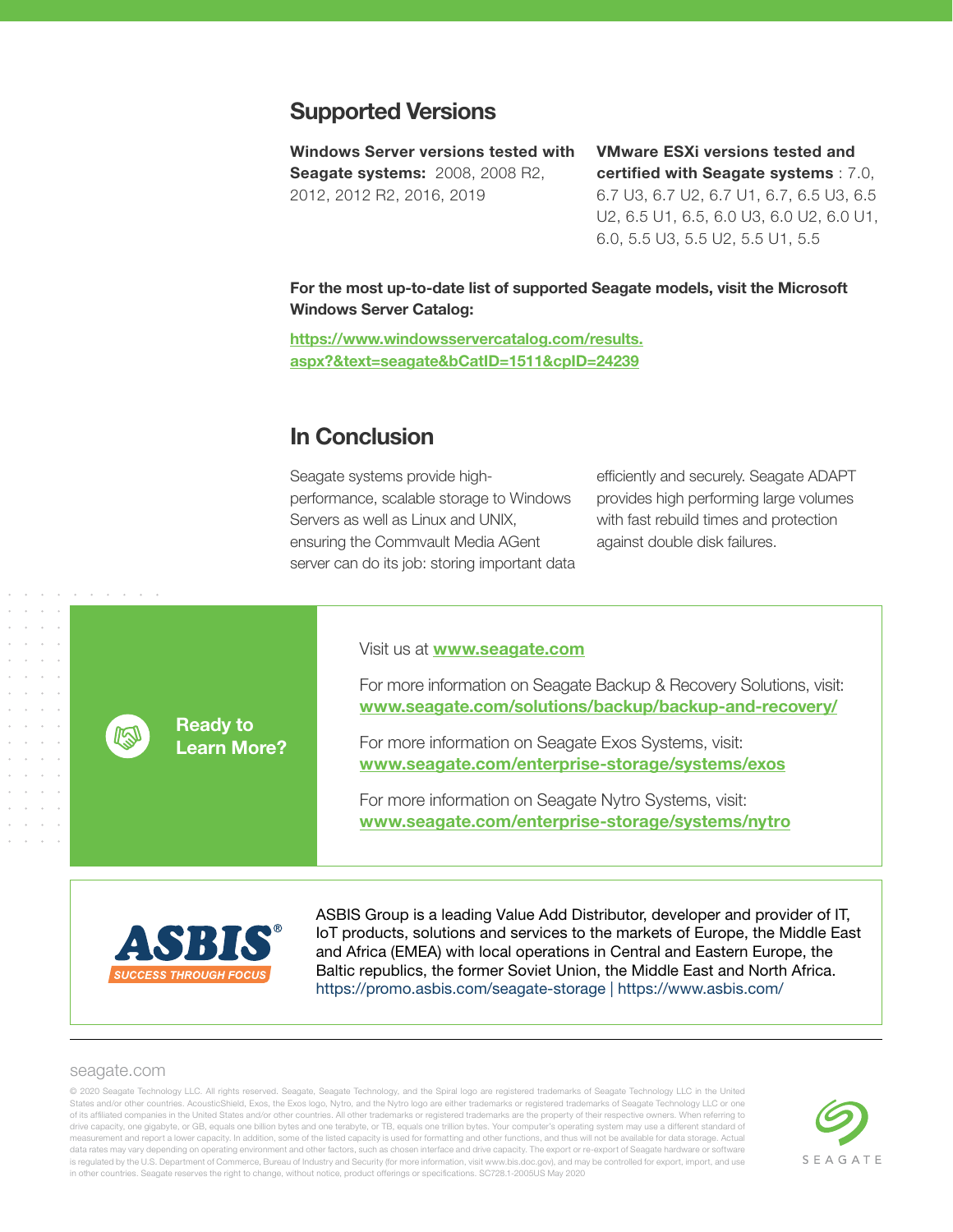## Supported Versions

**Windows Server versions tested with Seagate systems:** 2008, 2008 R2, 2012, 2012 R2, 2016, 2019

**VMware ESXi versions tested and certified with Seagate systems** : 7.0, 6.7 U3, 6.7 U2, 6.7 U1, 6.7, 6.5 U3, 6.5 U2, 6.5 U1, 6.5, 6.0 U3, 6.0 U2, 6.0 U1, 6.0, 5.5 U3, 5.5 U2, 5.5 U1, 5.5

**For the most up-to-date list of supported Seagate models, visit the Microsoft Windows Server Catalog:**

https://www.windowsservercatalog.com/results.aspx?&text=seagate&bCatID=1511&cpID=24239

## In Conclusion

Seagate systems provide high-performance, scalable storage to Windows Servers as well as Linux and UNIX, ensuring the Commvault Media AGent server can do its job: storing important data efficiently and securely. Seagate ADAPT provides high performing large volumes with fast rebuild times and protection against double disk failures.

**Ready to Learn More?**

Visit us at **www.seagate.com**

For more information on Seagate Backup & Recovery Solutions, visit: **www.seagate.com/solutions/backup/backup-and-recovery/**

For more information on Seagate Exos Systems, visit: **www.seagate.com/enterprise-storage/systems/exos**

For more information on Seagate Nytro Systems, visit: **www.seagate.com/enterprise-storage/systems/nytro**

ASBIS® SUCCESS THROUGH FOCUS

ASBIS Group is a leading Value Add Distributor, developer and provider of IT, IoT products, solutions and services to the markets of Europe, the Middle East and Africa (EMEA) with local operations in Central and Eastern Europe, the Baltic republics, the former Soviet Union, the Middle East and North Africa. https://promo.asbis.com/seagate-storage | https://www.asbis.com/

seagate.com

© 2020 Seagate Technology LLC. All rights reserved. Seagate, Seagate Technology, and the Spiral logo are registered trademarks of Seagate Technology LLC in the United States and/or other countries. AcousticShield, Exos, the Exos logo, Nytro, and the Nytro logo are either trademarks or registered trademarks of Seagate Technology LLC or one of its affiliated companies in the United States and/or other countries. All other trademarks or registered trademarks are the property of their respective owners. When referring to drive capacity, one gigabyte, or GB, equals one billion bytes and one terabyte, or TB, equals one trillion bytes. Your computer's operating system may use a different standard of measurement and report a lower capacity. In addition, some of the listed capacity is used for formatting and other functions, and thus will not be available for data storage. Actual data rates may vary depending on operating environment and other factors, such as chosen interface and drive capacity. The export or re-export of Seagate hardware or software is regulated by the U.S. Department of Commerce, Bureau of Industry and Security (for more information, visit www.bis.doc.gov), and may be controlled for export, import, and use in other countries. Seagate reserves the right to change, without notice, product offerings or specifications. SC728.1-2005US May 2020

SEAGATE